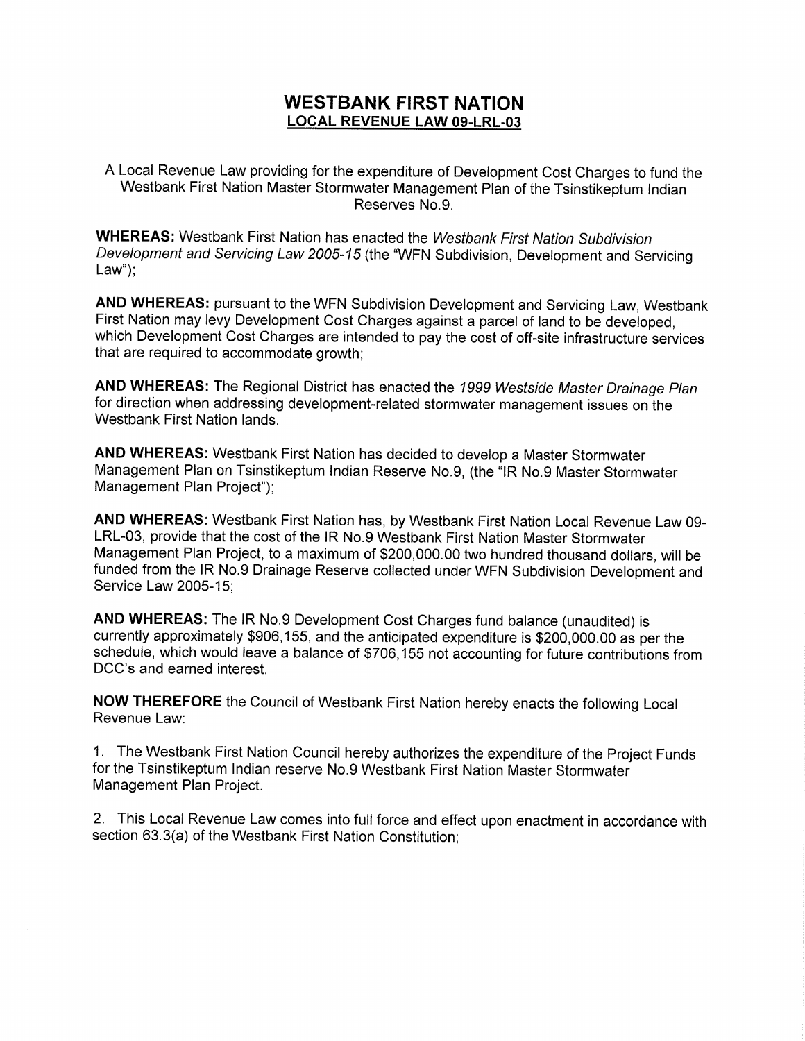# WESTBANK FIRST NATION
## LOCAL REVENUE LAW 09-LRL-03

A Local Revenue Law providing for the expenditure of Development Cost Charges to fund the Westbank First Nation Master Stormwater Management Plan of the Tsinstikeptum Indian Reserves No.9.

**WHEREAS:** Westbank First Nation has enacted the *Westbank First Nation Subdivision Development and Servicing Law 2005-15* (the "WFN Subdivision, Development and Servicing Law");

**AND WHEREAS:** pursuant to the WFN Subdivision Development and Servicing Law, Westbank First Nation may levy Development Cost Charges against a parcel of land to be developed, which Development Cost Charges are intended to pay the cost of off-site infrastructure services that are required to accommodate growth;

**AND WHEREAS:** The Regional District has enacted the *1999 Westside Master Drainage Plan* for direction when addressing development-related stormwater management issues on the Westbank First Nation lands.

**AND WHEREAS:** Westbank First Nation has decided to develop a Master Stormwater Management Plan on Tsinstikeptum Indian Reserve No.9, (the "IR No.9 Master Stormwater Management Plan Project");

**AND WHEREAS:** Westbank First Nation has, by Westbank First Nation Local Revenue Law 09-LRL-03, provide that the cost of the IR No.9 Westbank First Nation Master Stormwater Management Plan Project, to a maximum of $200,000.00 two hundred thousand dollars, will be funded from the IR No.9 Drainage Reserve collected under WFN Subdivision Development and Service Law 2005-15;

**AND WHEREAS:** The IR No.9 Development Cost Charges fund balance (unaudited) is currently approximately $906,155, and the anticipated expenditure is $200,000.00 as per the schedule, which would leave a balance of $706,155 not accounting for future contributions from DCC's and earned interest.

**NOW THEREFORE** the Council of Westbank First Nation hereby enacts the following Local Revenue Law:

1. The Westbank First Nation Council hereby authorizes the expenditure of the Project Funds for the Tsinstikeptum Indian reserve No.9 Westbank First Nation Master Stormwater Management Plan Project.

2. This Local Revenue Law comes into full force and effect upon enactment in accordance with section 63.3(a) of the Westbank First Nation Constitution;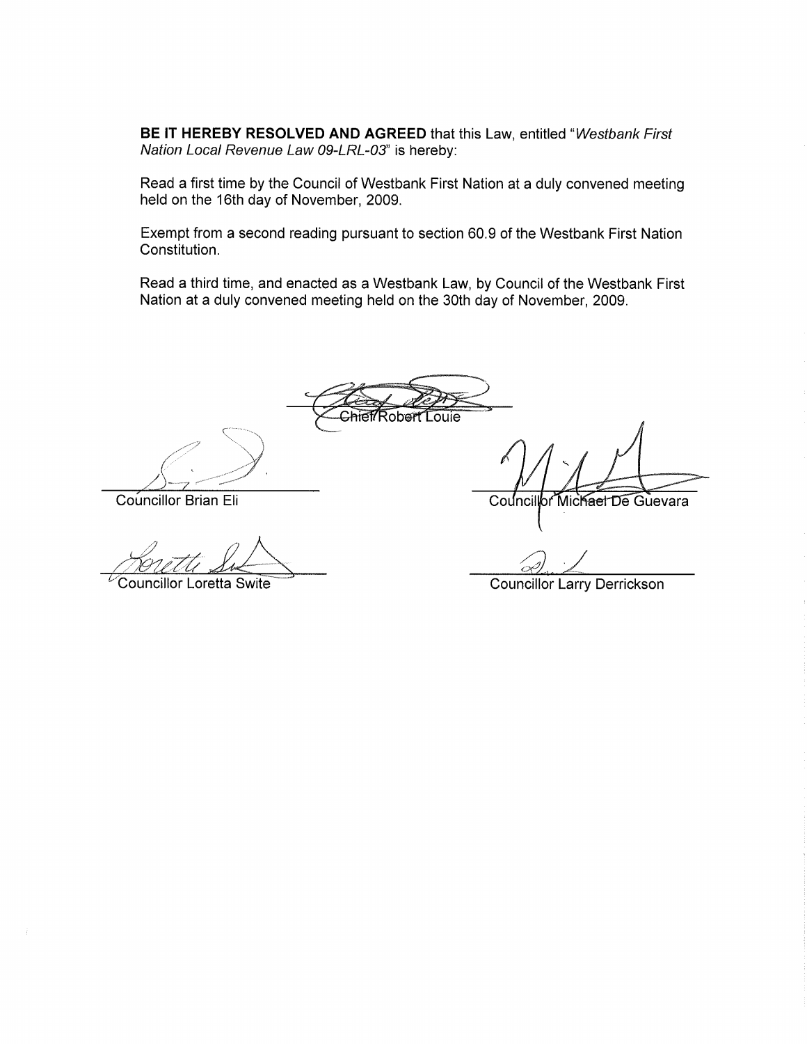**BE IT HEREBY RESOLVED AND AGREED** that this Law, entitled "*Westbank First Nation Local Revenue Law 09-LRL-03*" is hereby:

Read a first time by the Council of Westbank First Nation at a duly convened meeting held on the 16th day of November, 2009.

Exempt from a second reading pursuant to section 60.9 of the Westbank First Nation Constitution.

Read a third time, and enacted as a Westbank Law, by Council of the Westbank First Nation at a duly convened meeting held on the 30th day of November, 2009.

Chief Robert Louie

Councillor Brian Eli

Councillor Michael De Guevara

Councillor Loretta Swite

Councillor Larry Derrickson